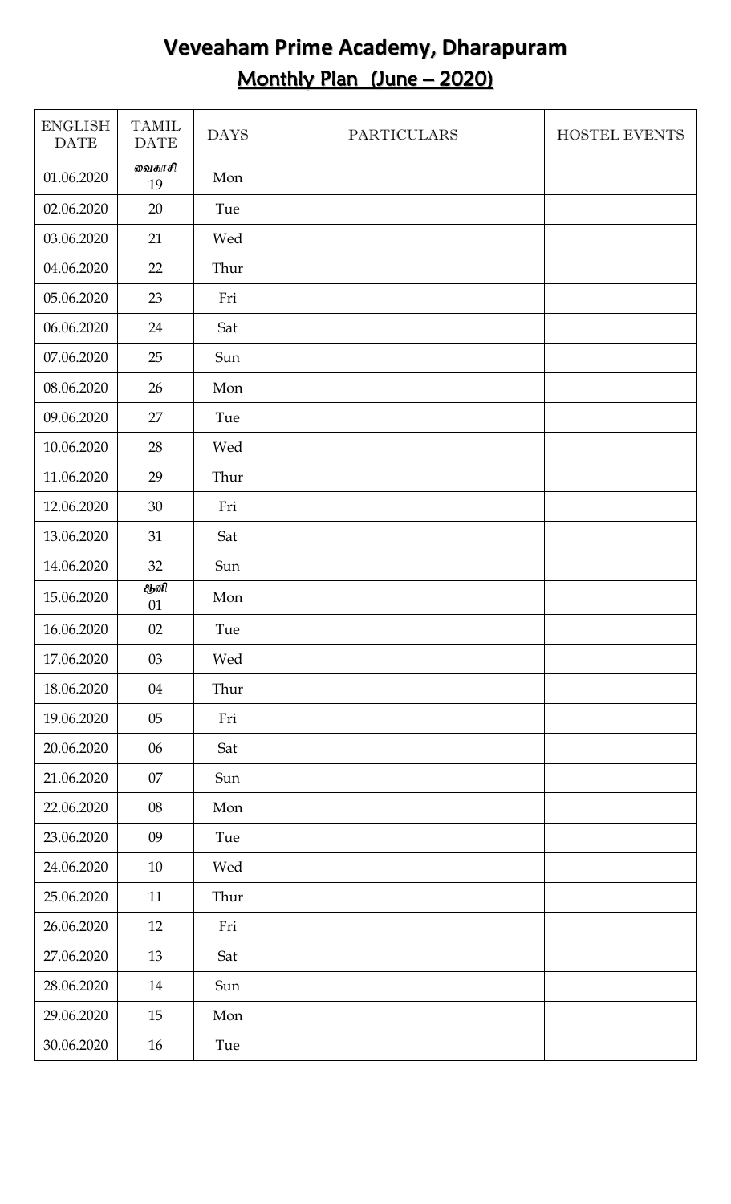# Veveaham Prime Academy, Dharapuram

## Monthly Plan (June – 2020)

| ENGLISH DATE | TAMIL DATE | DAYS | PARTICULARS | HOSTEL EVENTS |
|---|---|---|---|---|
| 01.06.2020 | வைகாசி 19 | Mon | | |
| 02.06.2020 | 20 | Tue | | |
| 03.06.2020 | 21 | Wed | | |
| 04.06.2020 | 22 | Thur | | |
| 05.06.2020 | 23 | Fri | | |
| 06.06.2020 | 24 | Sat | | |
| 07.06.2020 | 25 | Sun | | |
| 08.06.2020 | 26 | Mon | | |
| 09.06.2020 | 27 | Tue | | |
| 10.06.2020 | 28 | Wed | | |
| 11.06.2020 | 29 | Thur | | |
| 12.06.2020 | 30 | Fri | | |
| 13.06.2020 | 31 | Sat | | |
| 14.06.2020 | 32 | Sun | | |
| 15.06.2020 | ஆனி 01 | Mon | | |
| 16.06.2020 | 02 | Tue | | |
| 17.06.2020 | 03 | Wed | | |
| 18.06.2020 | 04 | Thur | | |
| 19.06.2020 | 05 | Fri | | |
| 20.06.2020 | 06 | Sat | | |
| 21.06.2020 | 07 | Sun | | |
| 22.06.2020 | 08 | Mon | | |
| 23.06.2020 | 09 | Tue | | |
| 24.06.2020 | 10 | Wed | | |
| 25.06.2020 | 11 | Thur | | |
| 26.06.2020 | 12 | Fri | | |
| 27.06.2020 | 13 | Sat | | |
| 28.06.2020 | 14 | Sun | | |
| 29.06.2020 | 15 | Mon | | |
| 30.06.2020 | 16 | Tue | | |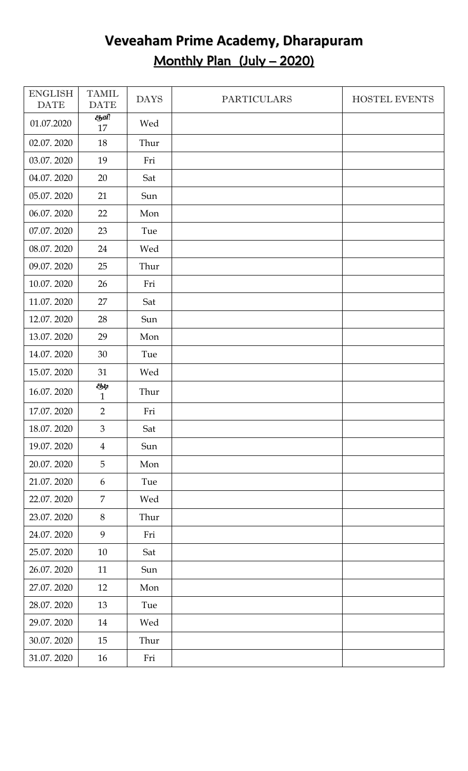# Veveaham Prime Academy, Dharapuram

## Monthly Plan (July – 2020)

| ENGLISH DATE | TAMIL DATE | DAYS | PARTICULARS | HOSTEL EVENTS |
|---|---|---|---|---|
| 01.07.2020 | ஆனி 17 | Wed | | |
| 02.07. 2020 | 18 | Thur | | |
| 03.07. 2020 | 19 | Fri | | |
| 04.07. 2020 | 20 | Sat | | |
| 05.07. 2020 | 21 | Sun | | |
| 06.07. 2020 | 22 | Mon | | |
| 07.07. 2020 | 23 | Tue | | |
| 08.07. 2020 | 24 | Wed | | |
| 09.07. 2020 | 25 | Thur | | |
| 10.07. 2020 | 26 | Fri | | |
| 11.07. 2020 | 27 | Sat | | |
| 12.07. 2020 | 28 | Sun | | |
| 13.07. 2020 | 29 | Mon | | |
| 14.07. 2020 | 30 | Tue | | |
| 15.07. 2020 | 31 | Wed | | |
| 16.07. 2020 | ஆடி 1 | Thur | | |
| 17.07. 2020 | 2 | Fri | | |
| 18.07. 2020 | 3 | Sat | | |
| 19.07. 2020 | 4 | Sun | | |
| 20.07. 2020 | 5 | Mon | | |
| 21.07. 2020 | 6 | Tue | | |
| 22.07. 2020 | 7 | Wed | | |
| 23.07. 2020 | 8 | Thur | | |
| 24.07. 2020 | 9 | Fri | | |
| 25.07. 2020 | 10 | Sat | | |
| 26.07. 2020 | 11 | Sun | | |
| 27.07. 2020 | 12 | Mon | | |
| 28.07. 2020 | 13 | Tue | | |
| 29.07. 2020 | 14 | Wed | | |
| 30.07. 2020 | 15 | Thur | | |
| 31.07. 2020 | 16 | Fri | | |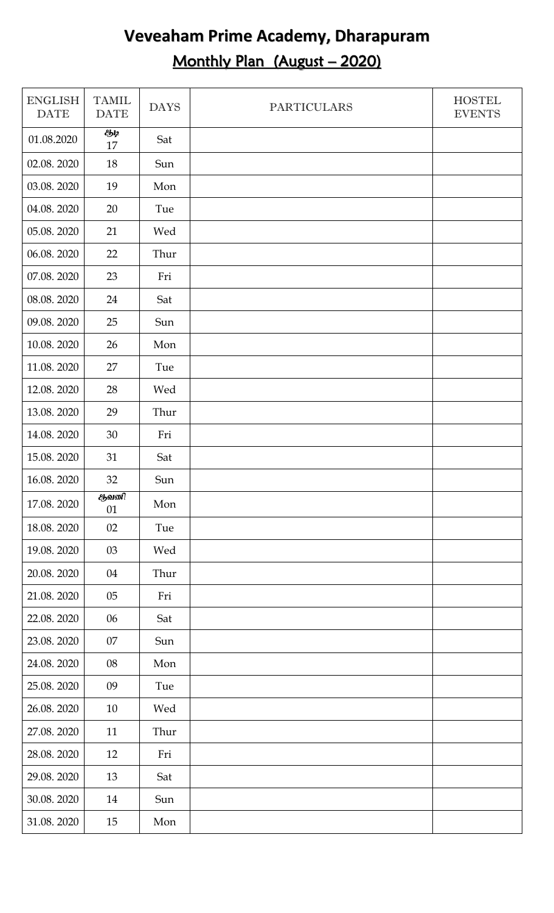# Veveaham Prime Academy, Dharapuram

## Monthly Plan (August – 2020)

| ENGLISH DATE | TAMIL DATE | DAYS | PARTICULARS | HOSTEL EVENTS |
|---|---|---|---|---|
| 01.08.2020 | ஆடி 17 | Sat | | |
| 02.08. 2020 | 18 | Sun | | |
| 03.08. 2020 | 19 | Mon | | |
| 04.08. 2020 | 20 | Tue | | |
| 05.08. 2020 | 21 | Wed | | |
| 06.08. 2020 | 22 | Thur | | |
| 07.08. 2020 | 23 | Fri | | |
| 08.08. 2020 | 24 | Sat | | |
| 09.08. 2020 | 25 | Sun | | |
| 10.08. 2020 | 26 | Mon | | |
| 11.08. 2020 | 27 | Tue | | |
| 12.08. 2020 | 28 | Wed | | |
| 13.08. 2020 | 29 | Thur | | |
| 14.08. 2020 | 30 | Fri | | |
| 15.08. 2020 | 31 | Sat | | |
| 16.08. 2020 | 32 | Sun | | |
| 17.08. 2020 | ஆவணி 01 | Mon | | |
| 18.08. 2020 | 02 | Tue | | |
| 19.08. 2020 | 03 | Wed | | |
| 20.08. 2020 | 04 | Thur | | |
| 21.08. 2020 | 05 | Fri | | |
| 22.08. 2020 | 06 | Sat | | |
| 23.08. 2020 | 07 | Sun | | |
| 24.08. 2020 | 08 | Mon | | |
| 25.08. 2020 | 09 | Tue | | |
| 26.08. 2020 | 10 | Wed | | |
| 27.08. 2020 | 11 | Thur | | |
| 28.08. 2020 | 12 | Fri | | |
| 29.08. 2020 | 13 | Sat | | |
| 30.08. 2020 | 14 | Sun | | |
| 31.08. 2020 | 15 | Mon | | |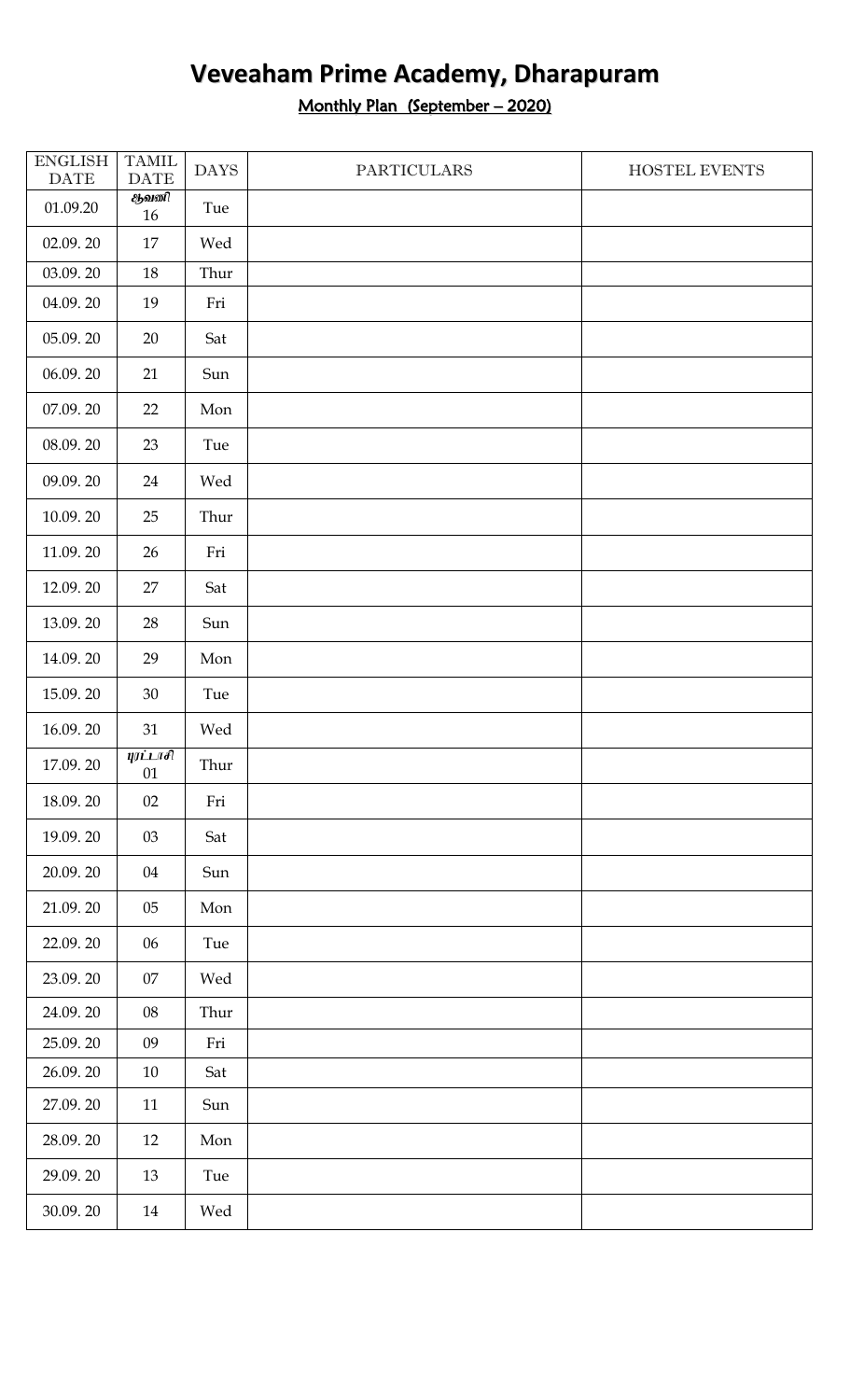# Veveaham Prime Academy, Dharapuram

## Monthly Plan (September – 2020)

| ENGLISH DATE | TAMIL DATE | DAYS | PARTICULARS | HOSTEL EVENTS |
|---|---|---|---|---|
| 01.09.20 | ஆவணி 16 | Tue | | |
| 02.09. 20 | 17 | Wed | | |
| 03.09. 20 | 18 | Thur | | |
| 04.09. 20 | 19 | Fri | | |
| 05.09. 20 | 20 | Sat | | |
| 06.09. 20 | 21 | Sun | | |
| 07.09. 20 | 22 | Mon | | |
| 08.09. 20 | 23 | Tue | | |
| 09.09. 20 | 24 | Wed | | |
| 10.09. 20 | 25 | Thur | | |
| 11.09. 20 | 26 | Fri | | |
| 12.09. 20 | 27 | Sat | | |
| 13.09. 20 | 28 | Sun | | |
| 14.09. 20 | 29 | Mon | | |
| 15.09. 20 | 30 | Tue | | |
| 16.09. 20 | 31 | Wed | | |
| 17.09. 20 | புரட்டாசி 01 | Thur | | |
| 18.09. 20 | 02 | Fri | | |
| 19.09. 20 | 03 | Sat | | |
| 20.09. 20 | 04 | Sun | | |
| 21.09. 20 | 05 | Mon | | |
| 22.09. 20 | 06 | Tue | | |
| 23.09. 20 | 07 | Wed | | |
| 24.09. 20 | 08 | Thur | | |
| 25.09. 20 | 09 | Fri | | |
| 26.09. 20 | 10 | Sat | | |
| 27.09. 20 | 11 | Sun | | |
| 28.09. 20 | 12 | Mon | | |
| 29.09. 20 | 13 | Tue | | |
| 30.09. 20 | 14 | Wed | | |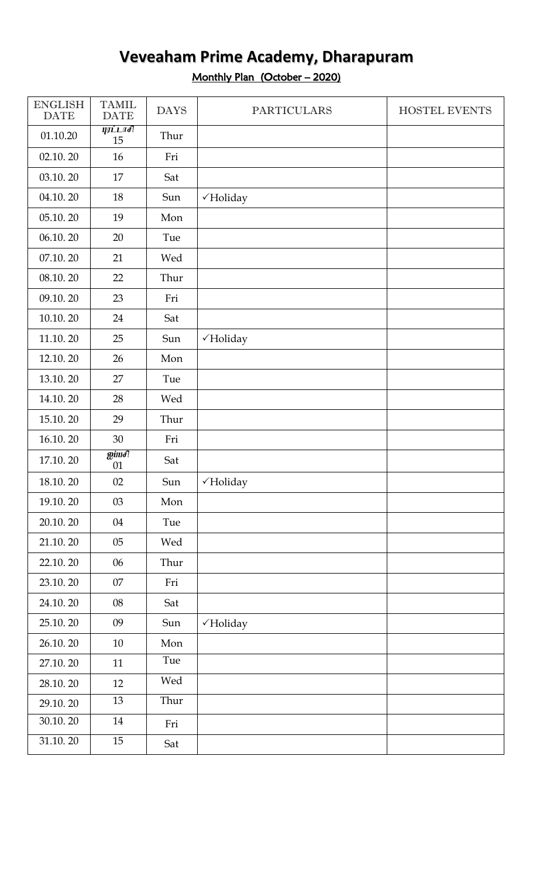# Veveaham Prime Academy, Dharapuram

**Monthly Plan (October – 2020)**

| ENGLISH DATE | TAMIL DATE | DAYS | PARTICULARS | HOSTEL EVENTS |
|---|---|---|---|---|
| 01.10.20 | புரட்டாசி 15 | Thur | | |
| 02.10. 20 | 16 | Fri | | |
| 03.10. 20 | 17 | Sat | | |
| 04.10. 20 | 18 | Sun | ✓Holiday | |
| 05.10. 20 | 19 | Mon | | |
| 06.10. 20 | 20 | Tue | | |
| 07.10. 20 | 21 | Wed | | |
| 08.10. 20 | 22 | Thur | | |
| 09.10. 20 | 23 | Fri | | |
| 10.10. 20 | 24 | Sat | | |
| 11.10. 20 | 25 | Sun | ✓Holiday | |
| 12.10. 20 | 26 | Mon | | |
| 13.10. 20 | 27 | Tue | | |
| 14.10. 20 | 28 | Wed | | |
| 15.10. 20 | 29 | Thur | | |
| 16.10. 20 | 30 | Fri | | |
| 17.10. 20 | ஐப்பசி 01 | Sat | | |
| 18.10. 20 | 02 | Sun | ✓Holiday | |
| 19.10. 20 | 03 | Mon | | |
| 20.10. 20 | 04 | Tue | | |
| 21.10. 20 | 05 | Wed | | |
| 22.10. 20 | 06 | Thur | | |
| 23.10. 20 | 07 | Fri | | |
| 24.10. 20 | 08 | Sat | | |
| 25.10. 20 | 09 | Sun | ✓Holiday | |
| 26.10. 20 | 10 | Mon | | |
| 27.10. 20 | 11 | Tue | | |
| 28.10. 20 | 12 | Wed | | |
| 29.10. 20 | 13 | Thur | | |
| 30.10. 20 | 14 | Fri | | |
| 31.10. 20 | 15 | Sat | | |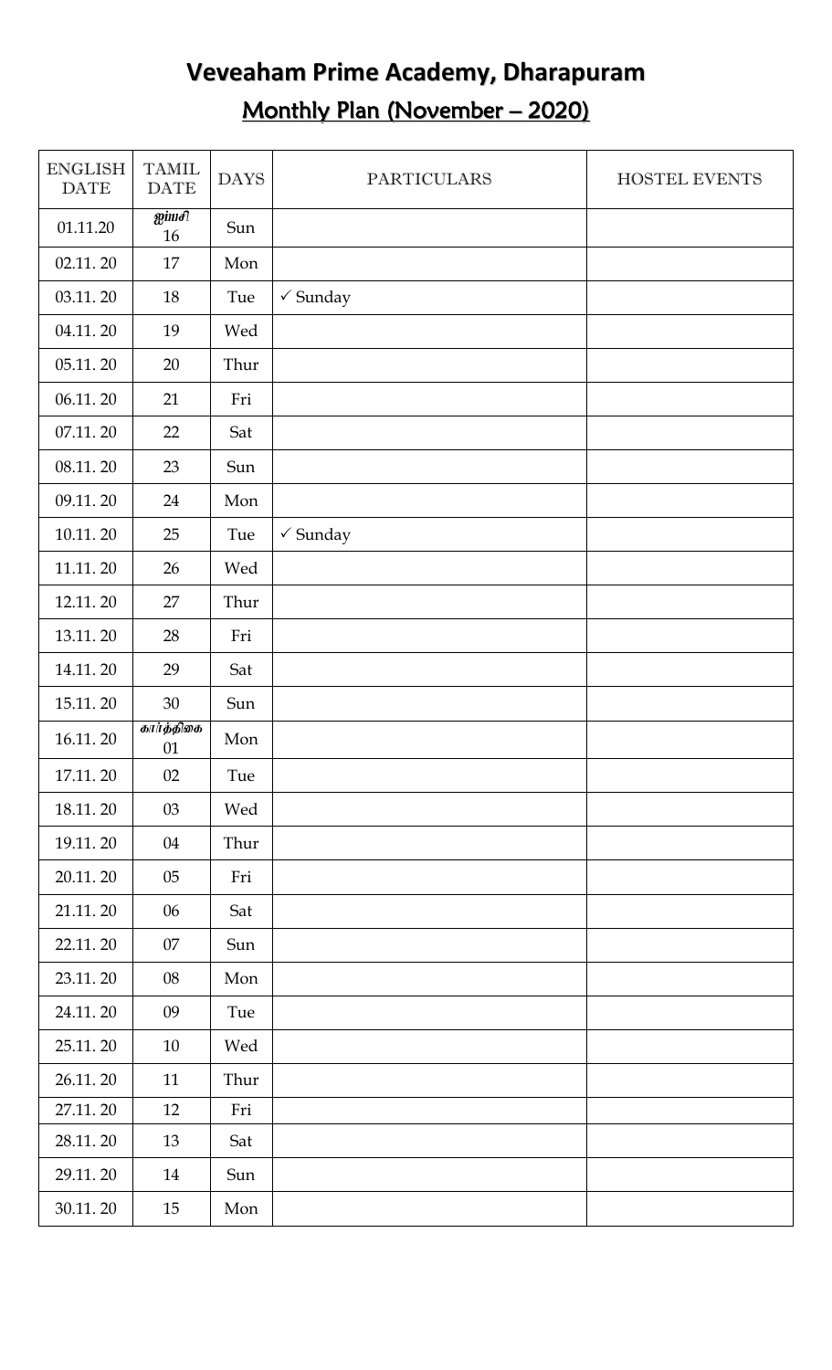# Veveaham Prime Academy, Dharapuram

## Monthly Plan (November – 2020)

| ENGLISH DATE | TAMIL DATE | DAYS | PARTICULARS | HOSTEL EVENTS |
|---|---|---|---|---|
| 01.11.20 | ஐப்பசி 16 | Sun | | |
| 02.11. 20 | 17 | Mon | | |
| 03.11. 20 | 18 | Tue | ✓ Sunday | |
| 04.11. 20 | 19 | Wed | | |
| 05.11. 20 | 20 | Thur | | |
| 06.11. 20 | 21 | Fri | | |
| 07.11. 20 | 22 | Sat | | |
| 08.11. 20 | 23 | Sun | | |
| 09.11. 20 | 24 | Mon | | |
| 10.11. 20 | 25 | Tue | ✓ Sunday | |
| 11.11. 20 | 26 | Wed | | |
| 12.11. 20 | 27 | Thur | | |
| 13.11. 20 | 28 | Fri | | |
| 14.11. 20 | 29 | Sat | | |
| 15.11. 20 | 30 | Sun | | |
| 16.11. 20 | கார்த்திகை 01 | Mon | | |
| 17.11. 20 | 02 | Tue | | |
| 18.11. 20 | 03 | Wed | | |
| 19.11. 20 | 04 | Thur | | |
| 20.11. 20 | 05 | Fri | | |
| 21.11. 20 | 06 | Sat | | |
| 22.11. 20 | 07 | Sun | | |
| 23.11. 20 | 08 | Mon | | |
| 24.11. 20 | 09 | Tue | | |
| 25.11. 20 | 10 | Wed | | |
| 26.11. 20 | 11 | Thur | | |
| 27.11. 20 | 12 | Fri | | |
| 28.11. 20 | 13 | Sat | | |
| 29.11. 20 | 14 | Sun | | |
| 30.11. 20 | 15 | Mon | | |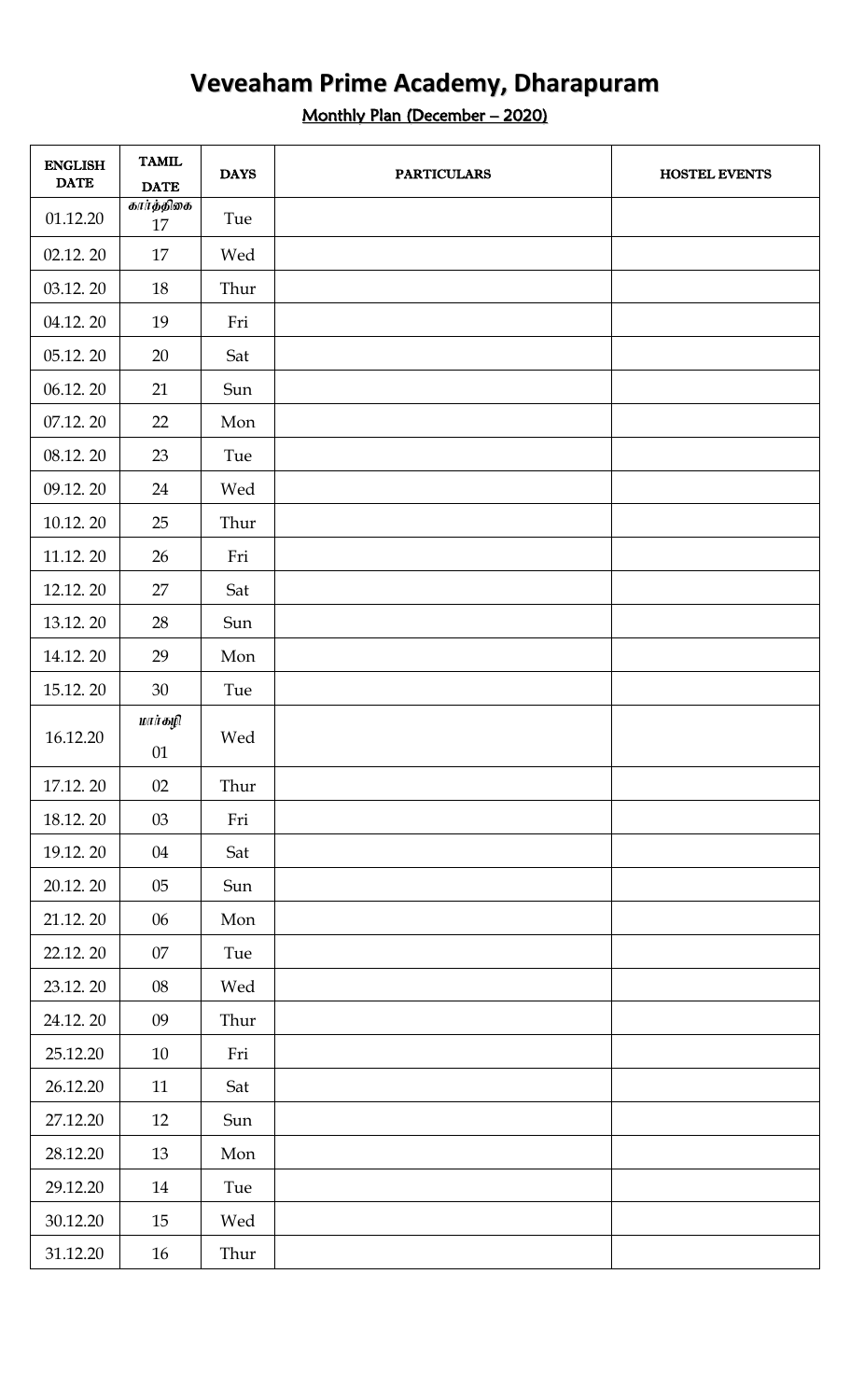# Veveaham Prime Academy, Dharapuram

**Monthly Plan (December – 2020)**

| ENGLISH DATE | TAMIL DATE | DAYS | PARTICULARS | HOSTEL EVENTS |
|---|---|---|---|---|
| 01.12.20 | கார்த்திகை 17 | Tue | | |
| 02.12. 20 | 17 | Wed | | |
| 03.12. 20 | 18 | Thur | | |
| 04.12. 20 | 19 | Fri | | |
| 05.12. 20 | 20 | Sat | | |
| 06.12. 20 | 21 | Sun | | |
| 07.12. 20 | 22 | Mon | | |
| 08.12. 20 | 23 | Tue | | |
| 09.12. 20 | 24 | Wed | | |
| 10.12. 20 | 25 | Thur | | |
| 11.12. 20 | 26 | Fri | | |
| 12.12. 20 | 27 | Sat | | |
| 13.12. 20 | 28 | Sun | | |
| 14.12. 20 | 29 | Mon | | |
| 15.12. 20 | 30 | Tue | | |
| 16.12.20 | மார்கழி 01 | Wed | | |
| 17.12. 20 | 02 | Thur | | |
| 18.12. 20 | 03 | Fri | | |
| 19.12. 20 | 04 | Sat | | |
| 20.12. 20 | 05 | Sun | | |
| 21.12. 20 | 06 | Mon | | |
| 22.12. 20 | 07 | Tue | | |
| 23.12. 20 | 08 | Wed | | |
| 24.12. 20 | 09 | Thur | | |
| 25.12.20 | 10 | Fri | | |
| 26.12.20 | 11 | Sat | | |
| 27.12.20 | 12 | Sun | | |
| 28.12.20 | 13 | Mon | | |
| 29.12.20 | 14 | Tue | | |
| 30.12.20 | 15 | Wed | | |
| 31.12.20 | 16 | Thur | | |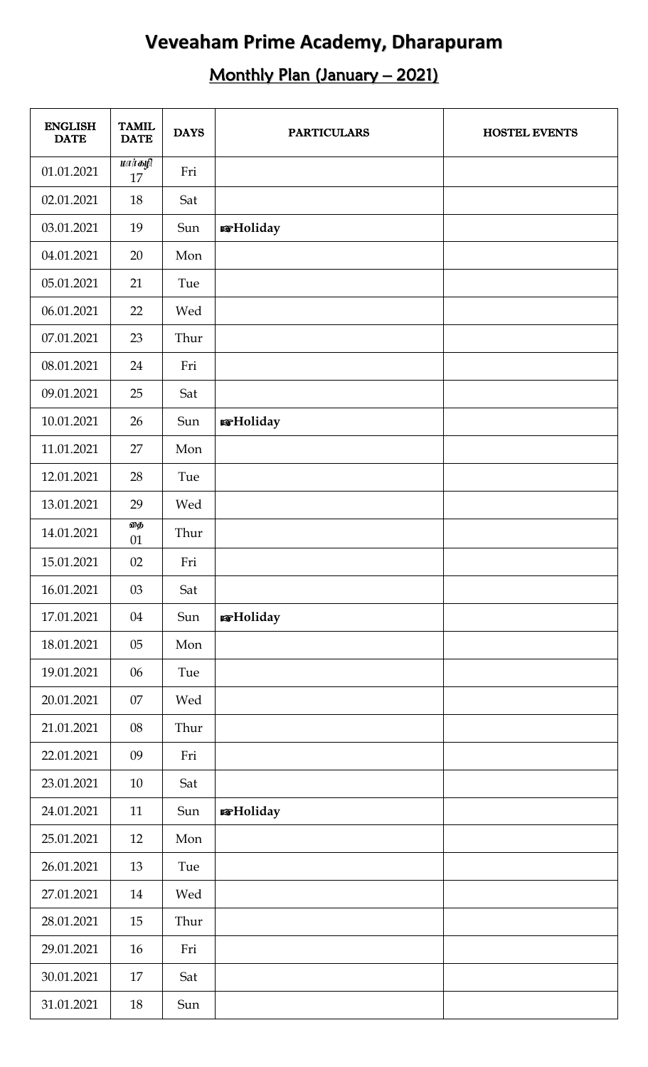# Veveaham Prime Academy, Dharapuram

## Monthly Plan (January – 2021)

| ENGLISH DATE | TAMIL DATE | DAYS | PARTICULARS | HOSTEL EVENTS |
|---|---|---|---|---|
| 01.01.2021 | மார்கழி 17 | Fri | | |
| 02.01.2021 | 18 | Sat | | |
| 03.01.2021 | 19 | Sun | ☞**Holiday** | |
| 04.01.2021 | 20 | Mon | | |
| 05.01.2021 | 21 | Tue | | |
| 06.01.2021 | 22 | Wed | | |
| 07.01.2021 | 23 | Thur | | |
| 08.01.2021 | 24 | Fri | | |
| 09.01.2021 | 25 | Sat | | |
| 10.01.2021 | 26 | Sun | ☞**Holiday** | |
| 11.01.2021 | 27 | Mon | | |
| 12.01.2021 | 28 | Tue | | |
| 13.01.2021 | 29 | Wed | | |
| 14.01.2021 | தை 01 | Thur | | |
| 15.01.2021 | 02 | Fri | | |
| 16.01.2021 | 03 | Sat | | |
| 17.01.2021 | 04 | Sun | ☞**Holiday** | |
| 18.01.2021 | 05 | Mon | | |
| 19.01.2021 | 06 | Tue | | |
| 20.01.2021 | 07 | Wed | | |
| 21.01.2021 | 08 | Thur | | |
| 22.01.2021 | 09 | Fri | | |
| 23.01.2021 | 10 | Sat | | |
| 24.01.2021 | 11 | Sun | ☞**Holiday** | |
| 25.01.2021 | 12 | Mon | | |
| 26.01.2021 | 13 | Tue | | |
| 27.01.2021 | 14 | Wed | | |
| 28.01.2021 | 15 | Thur | | |
| 29.01.2021 | 16 | Fri | | |
| 30.01.2021 | 17 | Sat | | |
| 31.01.2021 | 18 | Sun | | |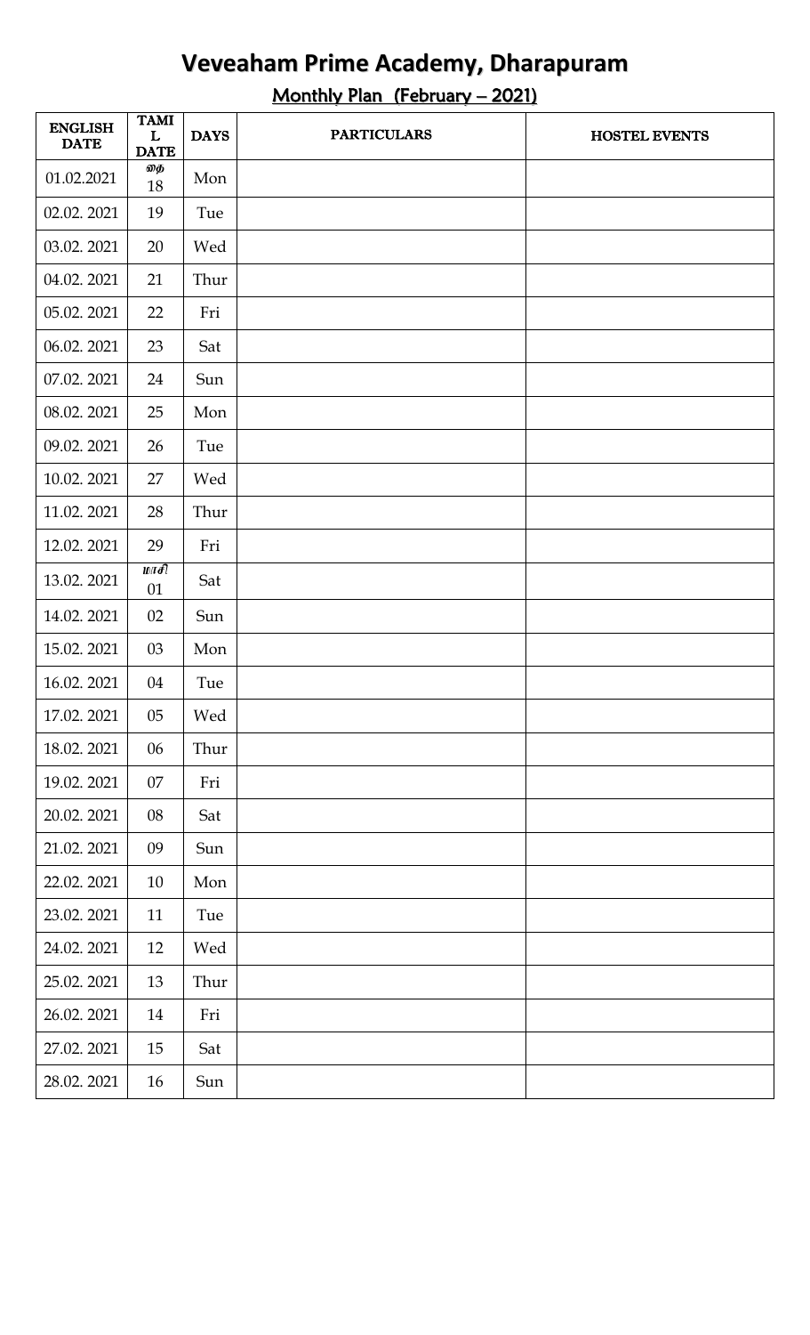# Veveaham Prime Academy, Dharapuram

## Monthly Plan (February – 2021)

| ENGLISH DATE | TAMIL DATE | DAYS | PARTICULARS | HOSTEL EVENTS |
|---|---|---|---|---|
| 01.02.2021 | தை 18 | Mon | | |
| 02.02. 2021 | 19 | Tue | | |
| 03.02. 2021 | 20 | Wed | | |
| 04.02. 2021 | 21 | Thur | | |
| 05.02. 2021 | 22 | Fri | | |
| 06.02. 2021 | 23 | Sat | | |
| 07.02. 2021 | 24 | Sun | | |
| 08.02. 2021 | 25 | Mon | | |
| 09.02. 2021 | 26 | Tue | | |
| 10.02. 2021 | 27 | Wed | | |
| 11.02. 2021 | 28 | Thur | | |
| 12.02. 2021 | 29 | Fri | | |
| 13.02. 2021 | மாசி 01 | Sat | | |
| 14.02. 2021 | 02 | Sun | | |
| 15.02. 2021 | 03 | Mon | | |
| 16.02. 2021 | 04 | Tue | | |
| 17.02. 2021 | 05 | Wed | | |
| 18.02. 2021 | 06 | Thur | | |
| 19.02. 2021 | 07 | Fri | | |
| 20.02. 2021 | 08 | Sat | | |
| 21.02. 2021 | 09 | Sun | | |
| 22.02. 2021 | 10 | Mon | | |
| 23.02. 2021 | 11 | Tue | | |
| 24.02. 2021 | 12 | Wed | | |
| 25.02. 2021 | 13 | Thur | | |
| 26.02. 2021 | 14 | Fri | | |
| 27.02. 2021 | 15 | Sat | | |
| 28.02. 2021 | 16 | Sun | | |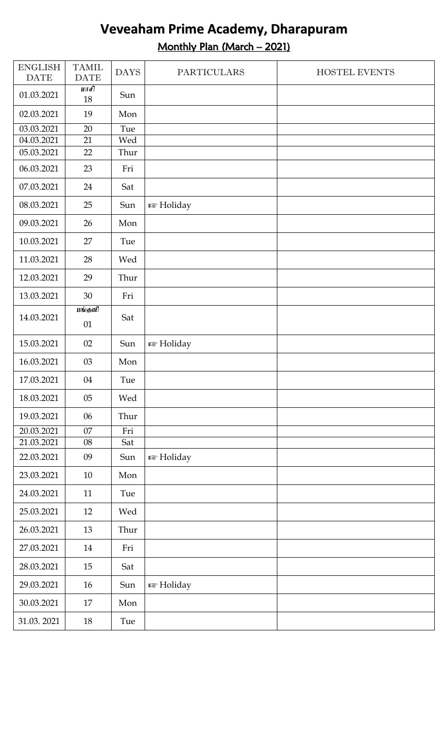# Veveaham Prime Academy, Dharapuram

## Monthly Plan (March – 2021)

| ENGLISH DATE | TAMIL DATE | DAYS | PARTICULARS | HOSTEL EVENTS |
|---|---|---|---|---|
| 01.03.2021 | மாசி 18 | Sun | | |
| 02.03.2021 | 19 | Mon | | |
| 03.03.2021 | 20 | Tue | | |
| 04.03.2021 | 21 | Wed | | |
| 05.03.2021 | 22 | Thur | | |
| 06.03.2021 | 23 | Fri | | |
| 07.03.2021 | 24 | Sat | | |
| 08.03.2021 | 25 | Sun | ☞ Holiday | |
| 09.03.2021 | 26 | Mon | | |
| 10.03.2021 | 27 | Tue | | |
| 11.03.2021 | 28 | Wed | | |
| 12.03.2021 | 29 | Thur | | |
| 13.03.2021 | 30 | Fri | | |
| 14.03.2021 | பங்குனி 01 | Sat | | |
| 15.03.2021 | 02 | Sun | ☞ Holiday | |
| 16.03.2021 | 03 | Mon | | |
| 17.03.2021 | 04 | Tue | | |
| 18.03.2021 | 05 | Wed | | |
| 19.03.2021 | 06 | Thur | | |
| 20.03.2021 | 07 | Fri | | |
| 21.03.2021 | 08 | Sat | | |
| 22.03.2021 | 09 | Sun | ☞ Holiday | |
| 23.03.2021 | 10 | Mon | | |
| 24.03.2021 | 11 | Tue | | |
| 25.03.2021 | 12 | Wed | | |
| 26.03.2021 | 13 | Thur | | |
| 27.03.2021 | 14 | Fri | | |
| 28.03.2021 | 15 | Sat | | |
| 29.03.2021 | 16 | Sun | ☞ Holiday | |
| 30.03.2021 | 17 | Mon | | |
| 31.03. 2021 | 18 | Tue | | |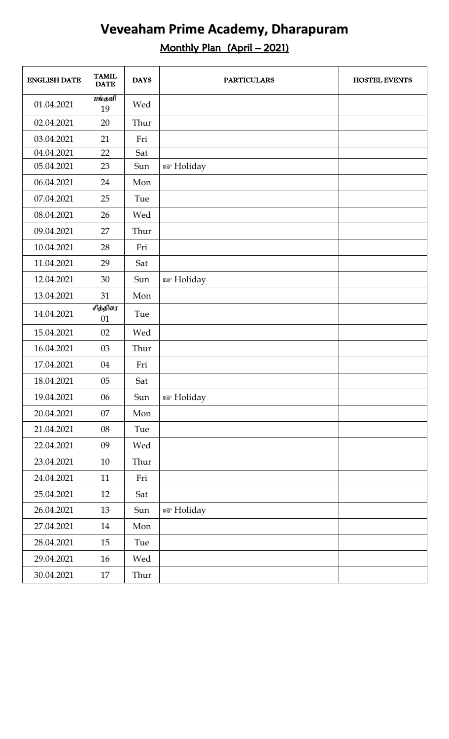# Veveaham Prime Academy, Dharapuram

## Monthly Plan (April – 2021)

| ENGLISH DATE | TAMIL DATE | DAYS | PARTICULARS | HOSTEL EVENTS |
|---|---|---|---|---|
| 01.04.2021 | *பங்குனி* 19 | Wed | | |
| 02.04.2021 | 20 | Thur | | |
| 03.04.2021 | 21 | Fri | | |
| 04.04.2021 | 22 | Sat | | |
| 05.04.2021 | 23 | Sun | ☞ Holiday | |
| 06.04.2021 | 24 | Mon | | |
| 07.04.2021 | 25 | Tue | | |
| 08.04.2021 | 26 | Wed | | |
| 09.04.2021 | 27 | Thur | | |
| 10.04.2021 | 28 | Fri | | |
| 11.04.2021 | 29 | Sat | | |
| 12.04.2021 | 30 | Sun | ☞ Holiday | |
| 13.04.2021 | 31 | Mon | | |
| 14.04.2021 | *சித்திரை* 01 | Tue | | |
| 15.04.2021 | 02 | Wed | | |
| 16.04.2021 | 03 | Thur | | |
| 17.04.2021 | 04 | Fri | | |
| 18.04.2021 | 05 | Sat | | |
| 19.04.2021 | 06 | Sun | ☞ Holiday | |
| 20.04.2021 | 07 | Mon | | |
| 21.04.2021 | 08 | Tue | | |
| 22.04.2021 | 09 | Wed | | |
| 23.04.2021 | 10 | Thur | | |
| 24.04.2021 | 11 | Fri | | |
| 25.04.2021 | 12 | Sat | | |
| 26.04.2021 | 13 | Sun | ☞ Holiday | |
| 27.04.2021 | 14 | Mon | | |
| 28.04.2021 | 15 | Tue | | |
| 29.04.2021 | 16 | Wed | | |
| 30.04.2021 | 17 | Thur | | |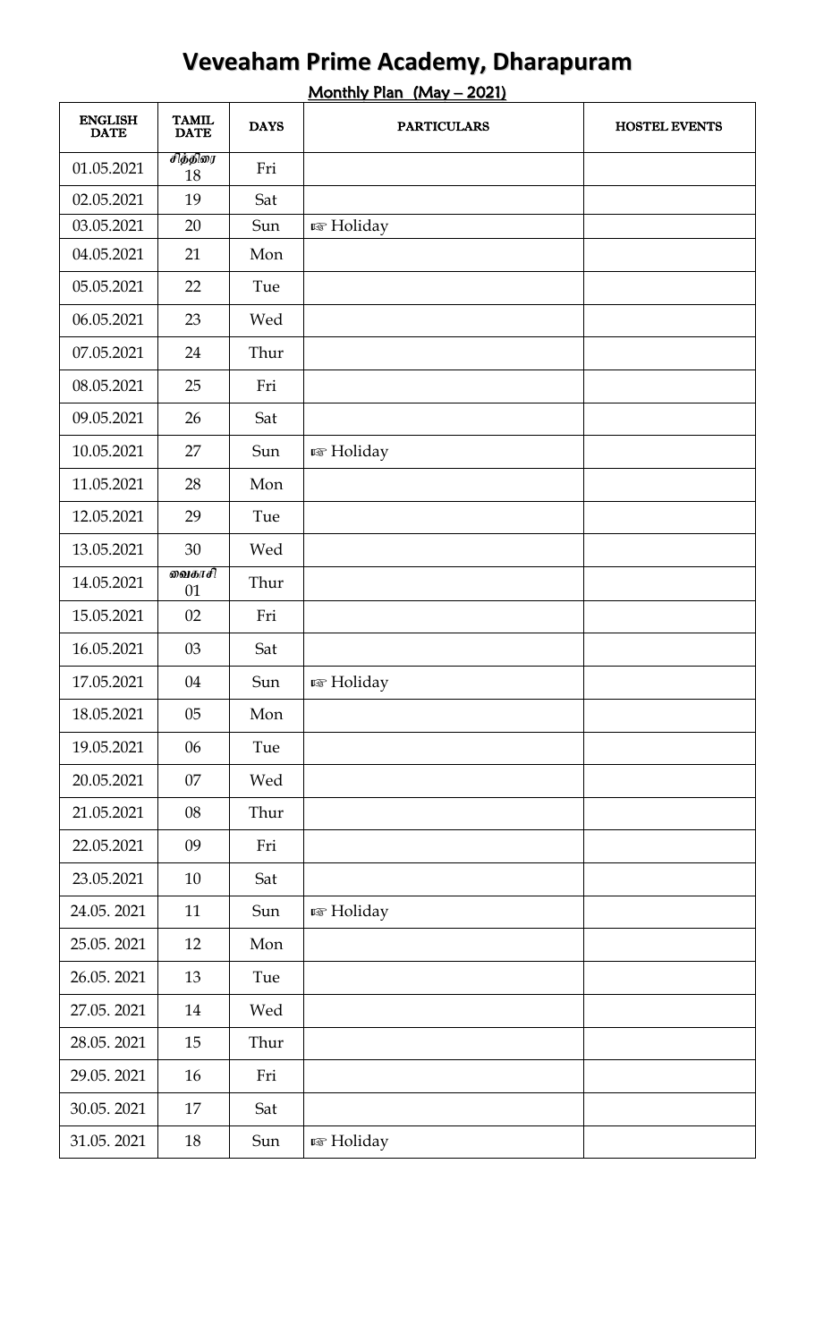# Veveaham Prime Academy, Dharapuram

**Monthly Plan (May – 2021)**

| ENGLISH DATE | TAMIL DATE | DAYS | PARTICULARS | HOSTEL EVENTS |
|---|---|---|---|---|
| 01.05.2021 | சித்திரை 18 | Fri | | |
| 02.05.2021 | 19 | Sat | | |
| 03.05.2021 | 20 | Sun | ☞ Holiday | |
| 04.05.2021 | 21 | Mon | | |
| 05.05.2021 | 22 | Tue | | |
| 06.05.2021 | 23 | Wed | | |
| 07.05.2021 | 24 | Thur | | |
| 08.05.2021 | 25 | Fri | | |
| 09.05.2021 | 26 | Sat | | |
| 10.05.2021 | 27 | Sun | ☞ Holiday | |
| 11.05.2021 | 28 | Mon | | |
| 12.05.2021 | 29 | Tue | | |
| 13.05.2021 | 30 | Wed | | |
| 14.05.2021 | வைகாசி 01 | Thur | | |
| 15.05.2021 | 02 | Fri | | |
| 16.05.2021 | 03 | Sat | | |
| 17.05.2021 | 04 | Sun | ☞ Holiday | |
| 18.05.2021 | 05 | Mon | | |
| 19.05.2021 | 06 | Tue | | |
| 20.05.2021 | 07 | Wed | | |
| 21.05.2021 | 08 | Thur | | |
| 22.05.2021 | 09 | Fri | | |
| 23.05.2021 | 10 | Sat | | |
| 24.05. 2021 | 11 | Sun | ☞ Holiday | |
| 25.05. 2021 | 12 | Mon | | |
| 26.05. 2021 | 13 | Tue | | |
| 27.05. 2021 | 14 | Wed | | |
| 28.05. 2021 | 15 | Thur | | |
| 29.05. 2021 | 16 | Fri | | |
| 30.05. 2021 | 17 | Sat | | |
| 31.05. 2021 | 18 | Sun | ☞ Holiday | |